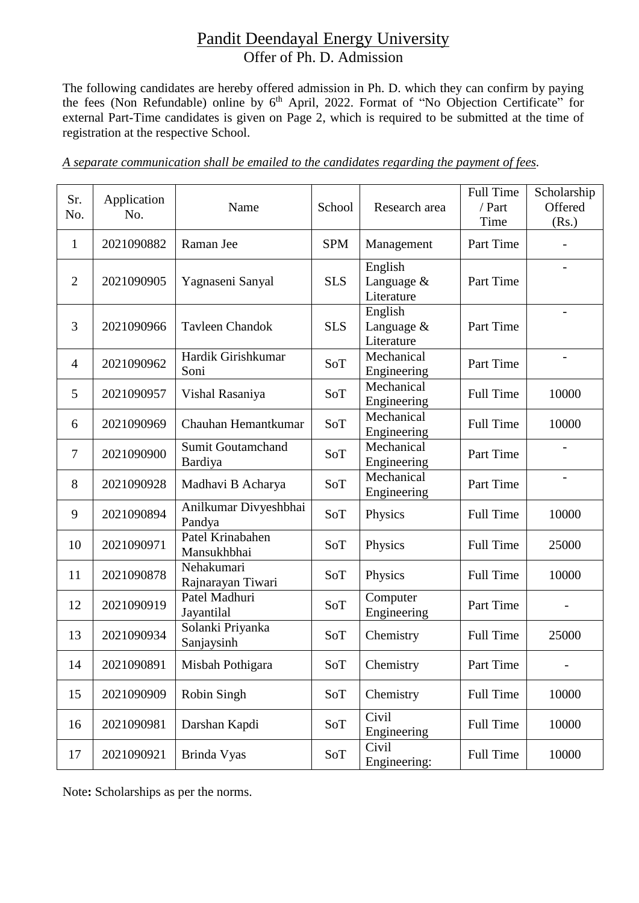# Pandit Deendayal Energy University

## Offer of Ph. D. Admission

The following candidates are hereby offered admission in Ph. D. which they can confirm by paying the fees (Non Refundable) online by 6th April, 2022. Format of "No Objection Certificate" for external Part-Time candidates is given on Page 2, which is required to be submitted at the time of registration at the respective School.

*A separate communication shall be emailed to the candidates regarding the payment of fees.*

| Sr. No. | Application No. | Name | School | Research area | Full Time / Part Time | Scholarship Offered (Rs.) |
|---|---|---|---|---|---|---|
| 1 | 2021090882 | Raman Jee | SPM | Management | Part Time | - |
| 2 | 2021090905 | Yagnaseni Sanyal | SLS | English Language & Literature | Part Time | - |
| 3 | 2021090966 | Tavleen Chandok | SLS | English Language & Literature | Part Time | - |
| 4 | 2021090962 | Hardik Girishkumar Soni | SoT | Mechanical Engineering | Part Time | - |
| 5 | 2021090957 | Vishal Rasaniya | SoT | Mechanical Engineering | Full Time | 10000 |
| 6 | 2021090969 | Chauhan Hemantkumar | SoT | Mechanical Engineering | Full Time | 10000 |
| 7 | 2021090900 | Sumit Goutamchand Bardiya | SoT | Mechanical Engineering | Part Time | - |
| 8 | 2021090928 | Madhavi B Acharya | SoT | Mechanical Engineering | Part Time | - |
| 9 | 2021090894 | Anilkumar Divyeshbhai Pandya | SoT | Physics | Full Time | 10000 |
| 10 | 2021090971 | Patel Krinabahen Mansukhbhai | SoT | Physics | Full Time | 25000 |
| 11 | 2021090878 | Nehakumari Rajnarayan Tiwari | SoT | Physics | Full Time | 10000 |
| 12 | 2021090919 | Patel Madhuri Jayantilal | SoT | Computer Engineering | Part Time | - |
| 13 | 2021090934 | Solanki Priyanka Sanjaysinh | SoT | Chemistry | Full Time | 25000 |
| 14 | 2021090891 | Misbah Pothigara | SoT | Chemistry | Part Time | - |
| 15 | 2021090909 | Robin Singh | SoT | Chemistry | Full Time | 10000 |
| 16 | 2021090981 | Darshan Kapdi | SoT | Civil Engineering | Full Time | 10000 |
| 17 | 2021090921 | Brinda Vyas | SoT | Civil Engineering: | Full Time | 10000 |

Note**:** Scholarships as per the norms.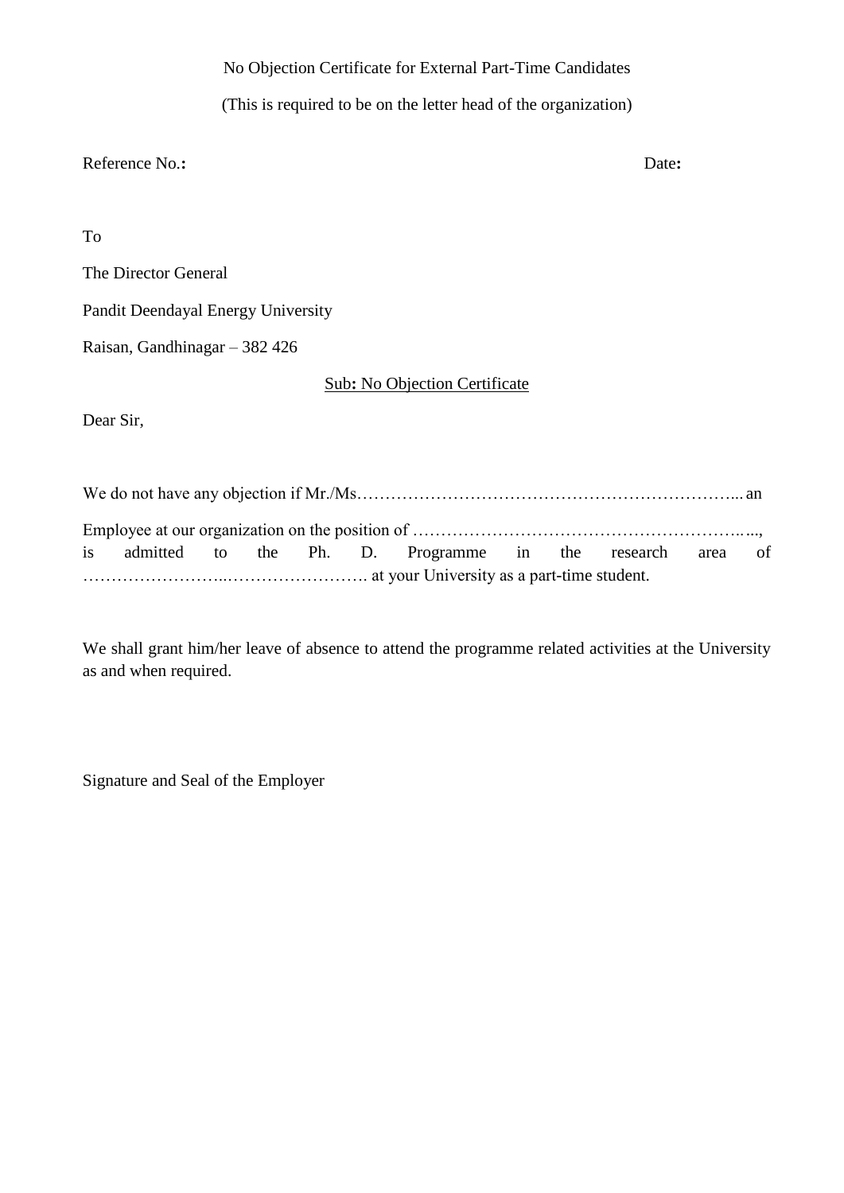No Objection Certificate for External Part-Time Candidates

(This is required to be on the letter head of the organization)

Reference No.: Date:

To

The Director General

Pandit Deendayal Energy University

Raisan, Gandhinagar – 382 426

<u>Sub: No Objection Certificate</u>

Dear Sir,

We do not have any objection if Mr./Ms……………………………………………………………... an

Employee at our organization on the position of ……………………………………………………..…, is admitted to the Ph. D. Programme in the research area of ……………………...……………………. at your University as a part-time student.

We shall grant him/her leave of absence to attend the programme related activities at the University as and when required.

Signature and Seal of the Employer